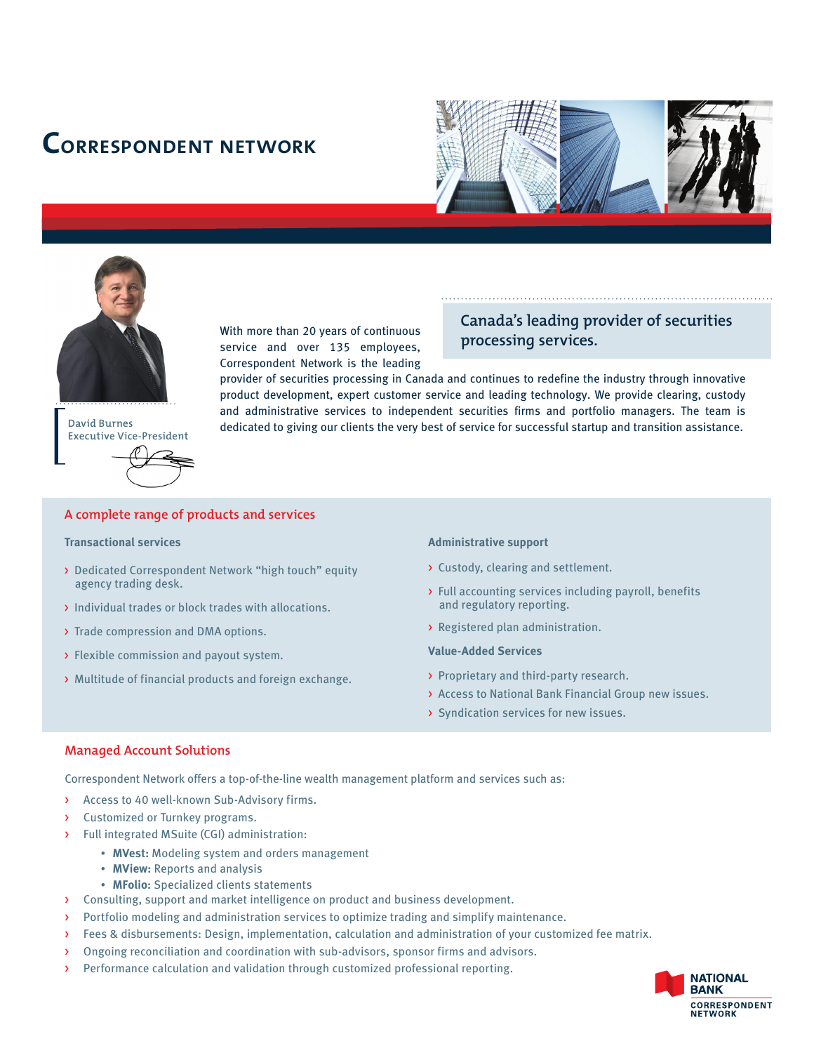# Correspondent Network

David Burnes
Executive Vice-President

## Canada's leading provider of securities processing services.

With more than 20 years of continuous service and over 135 employees, Correspondent Network is the leading provider of securities processing in Canada and continues to redefine the industry through innovative product development, expert customer service and leading technology. We provide clearing, custody and administrative services to independent securities firms and portfolio managers. The team is dedicated to giving our clients the very best of service for successful startup and transition assistance.

## A complete range of products and services

### Transactional services

- Dedicated Correspondent Network "high touch" equity agency trading desk.
- Individual trades or block trades with allocations.
- Trade compression and DMA options.
- Flexible commission and payout system.
- Multitude of financial products and foreign exchange.

### Administrative support

- Custody, clearing and settlement.
- Full accounting services including payroll, benefits and regulatory reporting.
- Registered plan administration.

### Value-Added Services

- Proprietary and third-party research.
- Access to National Bank Financial Group new issues.
- Syndication services for new issues.

## Managed Account Solutions

Correspondent Network offers a top-of-the-line wealth management platform and services such as:

- Access to 40 well-known Sub-Advisory firms.
- Customized or Turnkey programs.
- Full integrated MSuite (CGI) administration:
  - **MVest:** Modeling system and orders management
  - **MView:** Reports and analysis
  - **MFolio:** Specialized clients statements
- Consulting, support and market intelligence on product and business development.
- Portfolio modeling and administration services to optimize trading and simplify maintenance.
- Fees & disbursements: Design, implementation, calculation and administration of your customized fee matrix.
- Ongoing reconciliation and coordination with sub-advisors, sponsor firms and advisors.
- Performance calculation and validation through customized professional reporting.

NATIONAL BANK
CORRESPONDENT NETWORK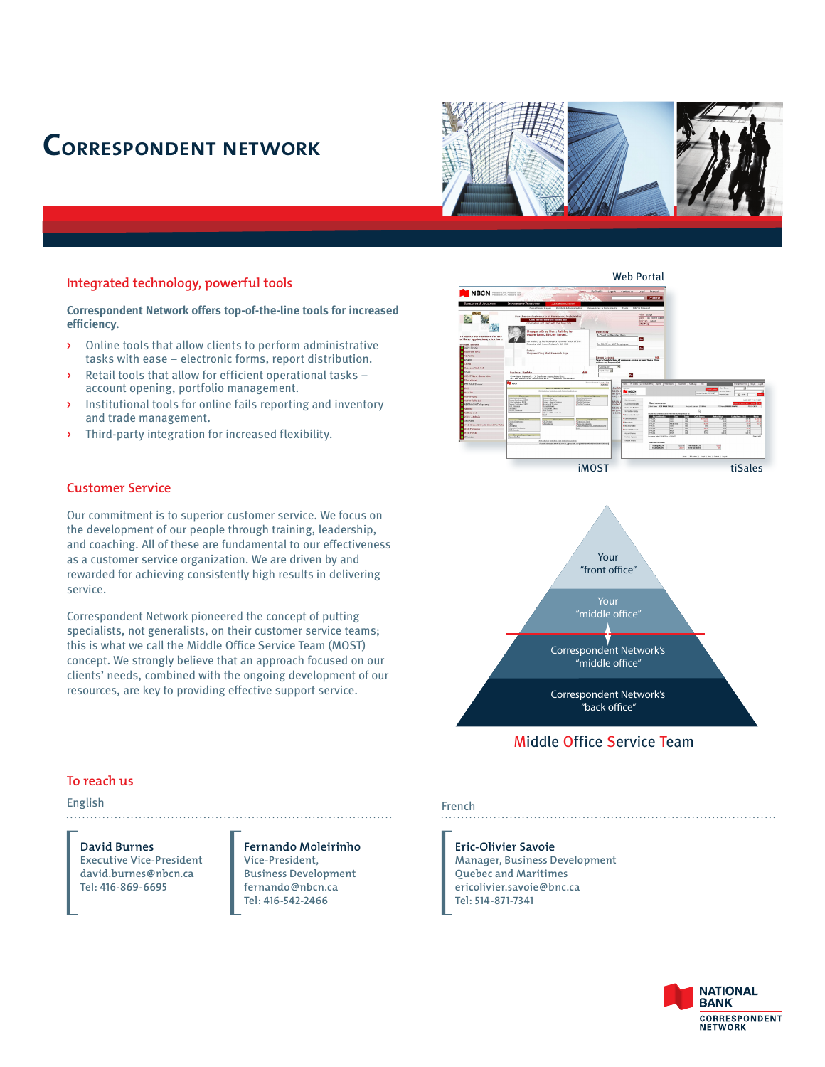# Correspondent Network

## Integrated technology, powerful tools

**Correspondent Network offers top-of-the-line tools for increased efficiency.**

- Online tools that allow clients to perform administrative tasks with ease – electronic forms, report distribution.
- Retail tools that allow for efficient operational tasks – account opening, portfolio management.
- Institutional tools for online fails reporting and inventory and trade management.
- Third-party integration for increased flexibility.

Web Portal

iMOST

tiSales

## Customer Service

Our commitment is to superior customer service. We focus on the development of our people through training, leadership, and coaching. All of these are fundamental to our effectiveness as a customer service organization. We are driven by and rewarded for achieving consistently high results in delivering service.

Correspondent Network pioneered the concept of putting specialists, not generalists, on their customer service teams; this is what we call the Middle Office Service Team (MOST) concept. We strongly believe that an approach focused on our clients' needs, combined with the ongoing development of our resources, are key to providing effective support service.

Your "front office"

Your "middle office"

Correspondent Network's "middle office"

Correspondent Network's "back office"

Middle Office Service Team

## To reach us

English

**David Burnes**
Executive Vice-President
david.burnes@nbcn.ca
Tel: 416-869-6695

**Fernando Moleirinho**
Vice-President,
Business Development
fernando@nbcn.ca
Tel: 416-542-2466

French

**Eric-Olivier Savoie**
Manager, Business Development
Quebec and Maritimes
ericolivier.savoie@bnc.ca
Tel: 514-871-7341

NATIONAL BANK
CORRESPONDENT NETWORK